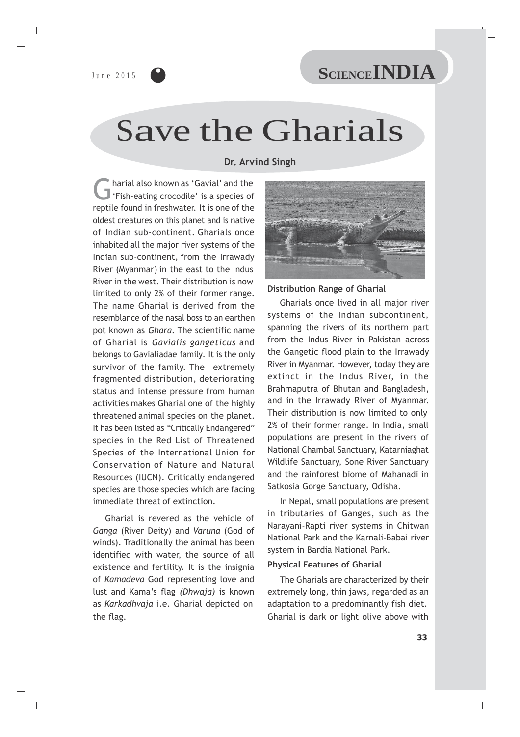# Save the Gharials

**Dr. Arvind Singh**

Gharial also known as 'Gavial' and the 'Fish-eating crocodile' is a species of reptile found in freshwater. It is one of the oldest creatures on this planet and is native of Indian sub-continent. Gharials once inhabited all the major river systems of the Indian sub-continent, from the Irrawady River (Myanmar) in the east to the Indus River in the west. Their distribution is now limited to only 2% of their former range. The name Gharial is derived from the resemblance of the nasal boss to an earthen pot known as *Ghara*. The scientific name of Gharial is *Gavialis gangeticus* and belongs to Gavialiadae family. It is the only survivor of the family. The extremely fragmented distribution, deteriorating status and intense pressure from human activities makes Gharial one of the highly threatened animal species on the planet. It has been listed as "Critically Endangered" species in the Red List of Threatened Species of the International Union for Conservation of Nature and Natural Resources (IUCN). Critically endangered species are those species which are facing immediate threat of extinction.

Gharial is revered as the vehicle of *Ganga* (River Deity) and *Varuna* (God of winds). Traditionally the animal has been identified with water, the source of all existence and fertility. It is the insignia of *Kamadeva* God representing love and lust and Kama's flag *(Dhwaja)* is known as *Karkadhvaja* i.e. Gharial depicted on the flag.

**Distribution Range of Gharial**

Gharials once lived in all major river systems of the Indian subcontinent, spanning the rivers of its northern part from the Indus River in Pakistan across the Gangetic flood plain to the Irrawady River in Myanmar. However, today they are extinct in the Indus River, in the Brahmaputra of Bhutan and Bangladesh, and in the Irrawady River of Myanmar. Their distribution is now limited to only 2% of their former range. In India, small populations are present in the rivers of National Chambal Sanctuary, Katarniaghat Wildlife Sanctuary, Sone River Sanctuary and the rainforest biome of Mahanadi in Satkosia Gorge Sanctuary, Odisha.

In Nepal, small populations are present in tributaries of Ganges, such as the Narayani-Rapti river systems in Chitwan National Park and the Karnali-Babai river system in Bardia National Park.

**Physical Features of Gharial**

The Gharials are characterized by their extremely long, thin jaws, regarded as an adaptation to a predominantly fish diet. Gharial is dark or light olive above with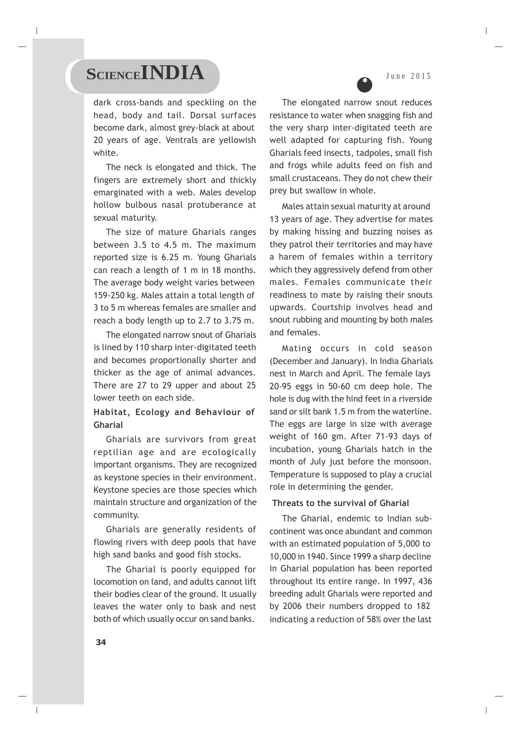dark cross-bands and speckling on the head, body and tail. Dorsal surfaces become dark, almost grey-black at about 20 years of age. Ventrals are yellowish white.

The neck is elongated and thick. The fingers are extremely short and thickly emarginated with a web. Males develop hollow bulbous nasal protuberance at sexual maturity.

The size of mature Gharials ranges between 3.5 to 4.5 m. The maximum reported size is 6.25 m. Young Gharials can reach a length of 1 m in 18 months. The average body weight varies between 159-250 kg. Males attain a total length of 3 to 5 m whereas females are smaller and reach a body length up to 2.7 to 3.75 m.

The elongated narrow snout of Gharials is lined by 110 sharp inter-digitated teeth and becomes proportionally shorter and thicker as the age of animal advances. There are 27 to 29 upper and about 25 lower teeth on each side.

**Habitat, Ecology and Behaviour of Gharial**

Gharials are survivors from great reptilian age and are ecologically important organisms. They are recognized as keystone species in their environment. Keystone species are those species which maintain structure and organization of the community.

Gharials are generally residents of flowing rivers with deep pools that have high sand banks and good fish stocks.

The Gharial is poorly equipped for locomotion on land, and adults cannot lift their bodies clear of the ground. It usually leaves the water only to bask and nest both of which usually occur on sand banks.

The elongated narrow snout reduces resistance to water when snagging fish and the very sharp inter-digitated teeth are well adapted for capturing fish. Young Gharials feed insects, tadpoles, small fish and frogs while adults feed on fish and small crustaceans. They do not chew their prey but swallow in whole.

Males attain sexual maturity at around 13 years of age. They advertise for mates by making hissing and buzzing noises as they patrol their territories and may have a harem of females within a territory which they aggressively defend from other males. Females communicate their readiness to mate by raising their snouts upwards. Courtship involves head and snout rubbing and mounting by both males and females.

Mating occurs in cold season (December and January). In India Gharials nest in March and April. The female lays 20-95 eggs in 50-60 cm deep hole. The hole is dug with the hind feet in a riverside sand or silt bank 1.5 m from the waterline. The eggs are large in size with average weight of 160 gm. After 71-93 days of incubation, young Gharials hatch in the month of July just before the monsoon. Temperature is supposed to play a crucial role in determining the gender.

**Threats to the survival of Gharial**

The Gharial, endemic to Indian sub-continent was once abundant and common with an estimated population of 5,000 to 10,000 in 1940. Since 1999 a sharp decline in Gharial population has been reported throughout its entire range. In 1997, 436 breeding adult Gharials were reported and by 2006 their numbers dropped to 182 indicating a reduction of 58% over the last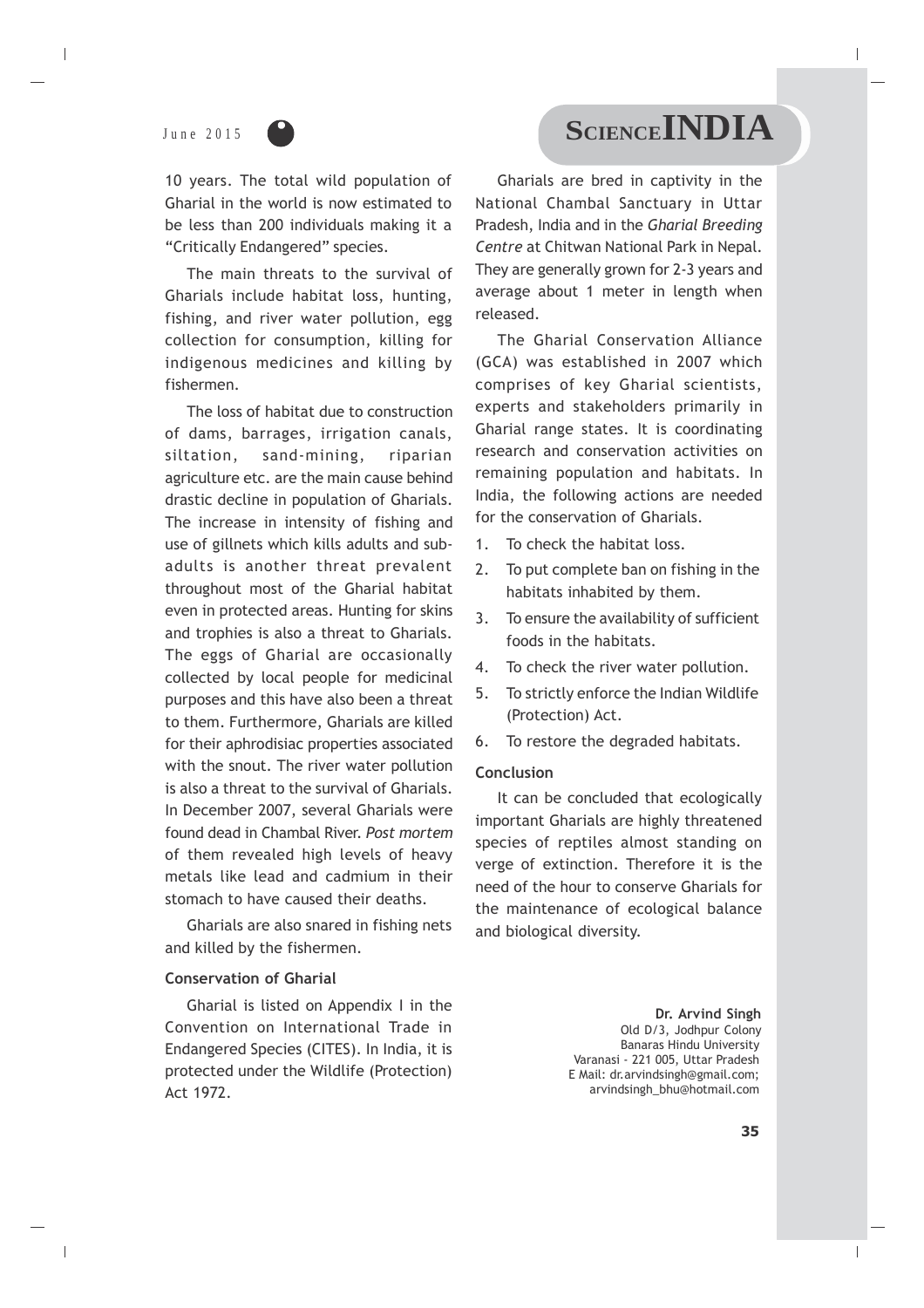10 years. The total wild population of Gharial in the world is now estimated to be less than 200 individuals making it a "Critically Endangered" species.

The main threats to the survival of Gharials include habitat loss, hunting, fishing, and river water pollution, egg collection for consumption, killing for indigenous medicines and killing by fishermen.

The loss of habitat due to construction of dams, barrages, irrigation canals, siltation, sand-mining, riparian agriculture etc. are the main cause behind drastic decline in population of Gharials. The increase in intensity of fishing and use of gillnets which kills adults and sub-adults is another threat prevalent throughout most of the Gharial habitat even in protected areas. Hunting for skins and trophies is also a threat to Gharials. The eggs of Gharial are occasionally collected by local people for medicinal purposes and this have also been a threat to them. Furthermore, Gharials are killed for their aphrodisiac properties associated with the snout. The river water pollution is also a threat to the survival of Gharials. In December 2007, several Gharials were found dead in Chambal River. *Post mortem* of them revealed high levels of heavy metals like lead and cadmium in their stomach to have caused their deaths.

Gharials are also snared in fishing nets and killed by the fishermen.

**Conservation of Gharial**

Gharial is listed on Appendix I in the Convention on International Trade in Endangered Species (CITES). In India, it is protected under the Wildlife (Protection) Act 1972.

Gharials are bred in captivity in the National Chambal Sanctuary in Uttar Pradesh, India and in the *Gharial Breeding Centre* at Chitwan National Park in Nepal. They are generally grown for 2-3 years and average about 1 meter in length when released.

The Gharial Conservation Alliance (GCA) was established in 2007 which comprises of key Gharial scientists, experts and stakeholders primarily in Gharial range states. It is coordinating research and conservation activities on remaining population and habitats. In India, the following actions are needed for the conservation of Gharials.

1. To check the habitat loss.
2. To put complete ban on fishing in the habitats inhabited by them.
3. To ensure the availability of sufficient foods in the habitats.
4. To check the river water pollution.
5. To strictly enforce the Indian Wildlife (Protection) Act.
6. To restore the degraded habitats.

**Conclusion**

It can be concluded that ecologically important Gharials are highly threatened species of reptiles almost standing on verge of extinction. Therefore it is the need of the hour to conserve Gharials for the maintenance of ecological balance and biological diversity.

**Dr. Arvind Singh**
Old D/3, Jodhpur Colony
Banaras Hindu University
Varanasi - 221 005, Uttar Pradesh
E Mail: dr.arvindsingh@gmail.com;
arvindsingh_bhu@hotmail.com